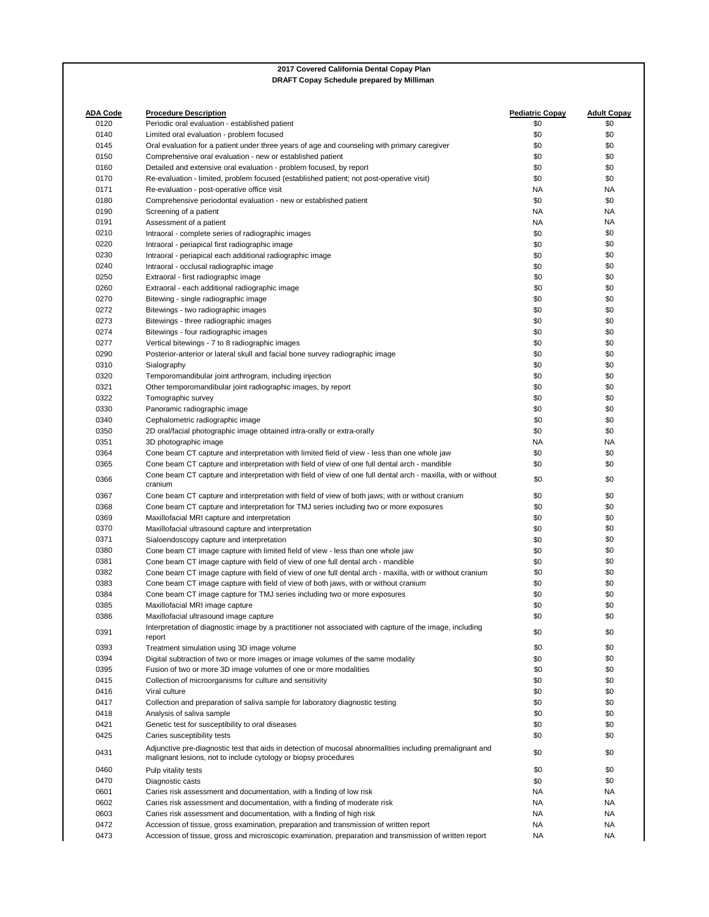**2017 Covered California Dental Copay Plan**
**DRAFT Copay Schedule prepared by Milliman**

| ADA Code | Procedure Description | Pediatric Copay | Adult Copay |
|---|---|---|---|
| 0120 | Periodic oral evaluation - established patient | $0 | $0 |
| 0140 | Limited oral evaluation - problem focused | $0 | $0 |
| 0145 | Oral evaluation for a patient under three years of age and counseling with primary caregiver | $0 | $0 |
| 0150 | Comprehensive oral evaluation - new or established patient | $0 | $0 |
| 0160 | Detailed and extensive oral evaluation - problem focused, by report | $0 | $0 |
| 0170 | Re-evaluation - limited, problem focused (established patient; not post-operative visit) | $0 | $0 |
| 0171 | Re-evaluation - post-operative office visit | NA | NA |
| 0180 | Comprehensive periodontal evaluation - new or established patient | $0 | $0 |
| 0190 | Screening of a patient | NA | NA |
| 0191 | Assessment of a patient | NA | NA |
| 0210 | Intraoral - complete series of radiographic images | $0 | $0 |
| 0220 | Intraoral - periapical first radiographic image | $0 | $0 |
| 0230 | Intraoral - periapical each additional radiographic image | $0 | $0 |
| 0240 | Intraoral - occlusal radiographic image | $0 | $0 |
| 0250 | Extraoral - first radiographic image | $0 | $0 |
| 0260 | Extraoral - each additional radiographic image | $0 | $0 |
| 0270 | Bitewing - single radiographic image | $0 | $0 |
| 0272 | Bitewings - two radiographic images | $0 | $0 |
| 0273 | Bitewings - three radiographic images | $0 | $0 |
| 0274 | Bitewings - four radiographic images | $0 | $0 |
| 0277 | Vertical bitewings - 7 to 8 radiographic images | $0 | $0 |
| 0290 | Posterior-anterior or lateral skull and facial bone survey radiographic image | $0 | $0 |
| 0310 | Sialography | $0 | $0 |
| 0320 | Temporomandibular joint arthrogram, including injection | $0 | $0 |
| 0321 | Other temporomandibular joint radiographic images, by report | $0 | $0 |
| 0322 | Tomographic survey | $0 | $0 |
| 0330 | Panoramic radiographic image | $0 | $0 |
| 0340 | Cephalometric radiographic image | $0 | $0 |
| 0350 | 2D oral/facial photographic image obtained intra-orally or extra-orally | $0 | $0 |
| 0351 | 3D photographic image | NA | NA |
| 0364 | Cone beam CT capture and interpretation with limited field of view - less than one whole jaw | $0 | $0 |
| 0365 | Cone beam CT capture and interpretation with field of view of one full dental arch - mandible | $0 | $0 |
| 0366 | Cone beam CT capture and interpretation with field of view of one full dental arch - maxilla, with or without cranium | $0 | $0 |
| 0367 | Cone beam CT capture and interpretation with field of view of both jaws; with or without cranium | $0 | $0 |
| 0368 | Cone beam CT capture and interpretation for TMJ series including two or more exposures | $0 | $0 |
| 0369 | Maxillofacial MRI capture and interpretation | $0 | $0 |
| 0370 | Maxillofacial ultrasound capture and interpretation | $0 | $0 |
| 0371 | Sialoendoscopy capture and interpretation | $0 | $0 |
| 0380 | Cone beam CT image capture with limited field of view - less than one whole jaw | $0 | $0 |
| 0381 | Cone beam CT image capture with field of view of one full dental arch - mandible | $0 | $0 |
| 0382 | Cone beam CT image capture with field of view of one full dental arch - maxilla, with or without cranium | $0 | $0 |
| 0383 | Cone beam CT image capture with field of view of both jaws, with or without cranium | $0 | $0 |
| 0384 | Cone beam CT image capture for TMJ series including two or more exposures | $0 | $0 |
| 0385 | Maxillofacial MRI image capture | $0 | $0 |
| 0386 | Maxillofacial ultrasound image capture | $0 | $0 |
| 0391 | Interpretation of diagnostic image by a practitioner not associated with capture of the image, including report | $0 | $0 |
| 0393 | Treatment simulation using 3D image volume | $0 | $0 |
| 0394 | Digital subtraction of two or more images or image volumes of the same modality | $0 | $0 |
| 0395 | Fusion of two or more 3D image volumes of one or more modalities | $0 | $0 |
| 0415 | Collection of microorganisms for culture and sensitivity | $0 | $0 |
| 0416 | Viral culture | $0 | $0 |
| 0417 | Collection and preparation of saliva sample for laboratory diagnostic testing | $0 | $0 |
| 0418 | Analysis of saliva sample | $0 | $0 |
| 0421 | Genetic test for susceptibility to oral diseases | $0 | $0 |
| 0425 | Caries susceptibility tests | $0 | $0 |
| 0431 | Adjunctive pre-diagnostic test that aids in detection of mucosal abnormalities including premalignant and malignant lesions, not to include cytology or biopsy procedures | $0 | $0 |
| 0460 | Pulp vitality tests | $0 | $0 |
| 0470 | Diagnostic casts | $0 | $0 |
| 0601 | Caries risk assessment and documentation, with a finding of low risk | NA | NA |
| 0602 | Caries risk assessment and documentation, with a finding of moderate risk | NA | NA |
| 0603 | Caries risk assessment and documentation, with a finding of high risk | NA | NA |
| 0472 | Accession of tissue, gross examination, preparation and transmission of written report | NA | NA |
| 0473 | Accession of tissue, gross and microscopic examination, preparation and transmission of written report | NA | NA |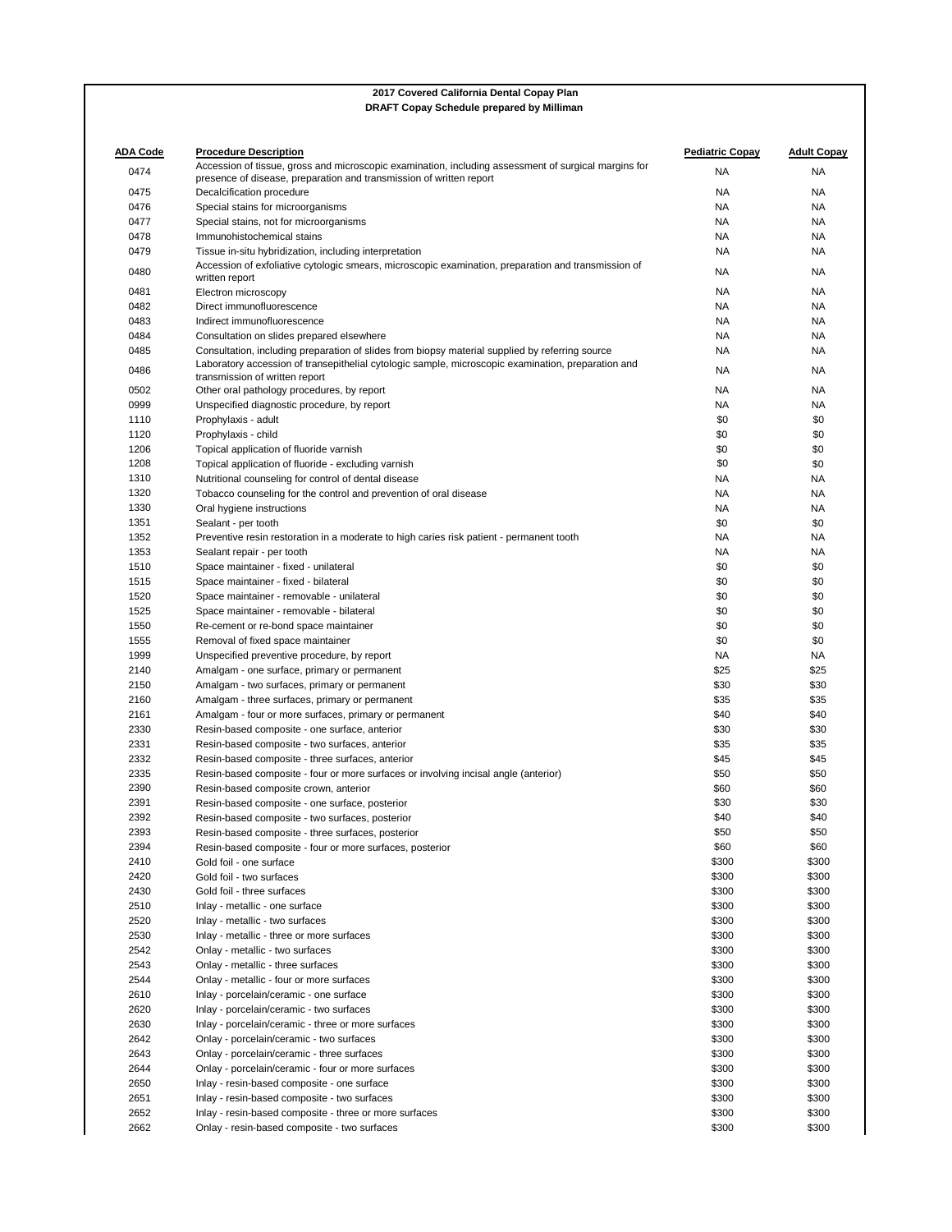**2017 Covered California Dental Copay Plan**
**DRAFT Copay Schedule prepared by Milliman**

| ADA Code | Procedure Description | Pediatric Copay | Adult Copay |
|---|---|---|---|
| 0474 | Accession of tissue, gross and microscopic examination, including assessment of surgical margins for presence of disease, preparation and transmission of written report | NA | NA |
| 0475 | Decalcification procedure | NA | NA |
| 0476 | Special stains for microorganisms | NA | NA |
| 0477 | Special stains, not for microorganisms | NA | NA |
| 0478 | Immunohistochemical stains | NA | NA |
| 0479 | Tissue in-situ hybridization, including interpretation | NA | NA |
| 0480 | Accession of exfoliative cytologic smears, microscopic examination, preparation and transmission of written report | NA | NA |
| 0481 | Electron microscopy | NA | NA |
| 0482 | Direct immunofluorescence | NA | NA |
| 0483 | Indirect immunofluorescence | NA | NA |
| 0484 | Consultation on slides prepared elsewhere | NA | NA |
| 0485 | Consultation, including preparation of slides from biopsy material supplied by referring source | NA | NA |
| 0486 | Laboratory accession of transepithelial cytologic sample, microscopic examination, preparation and transmission of written report | NA | NA |
| 0502 | Other oral pathology procedures, by report | NA | NA |
| 0999 | Unspecified diagnostic procedure, by report | NA | NA |
| 1110 | Prophylaxis - adult | $0 | $0 |
| 1120 | Prophylaxis - child | $0 | $0 |
| 1206 | Topical application of fluoride varnish | $0 | $0 |
| 1208 | Topical application of fluoride - excluding varnish | $0 | $0 |
| 1310 | Nutritional counseling for control of dental disease | NA | NA |
| 1320 | Tobacco counseling for the control and prevention of oral disease | NA | NA |
| 1330 | Oral hygiene instructions | NA | NA |
| 1351 | Sealant - per tooth | $0 | $0 |
| 1352 | Preventive resin restoration in a moderate to high caries risk patient - permanent tooth | NA | NA |
| 1353 | Sealant repair - per tooth | NA | NA |
| 1510 | Space maintainer - fixed - unilateral | $0 | $0 |
| 1515 | Space maintainer - fixed - bilateral | $0 | $0 |
| 1520 | Space maintainer - removable - unilateral | $0 | $0 |
| 1525 | Space maintainer - removable - bilateral | $0 | $0 |
| 1550 | Re-cement or re-bond space maintainer | $0 | $0 |
| 1555 | Removal of fixed space maintainer | $0 | $0 |
| 1999 | Unspecified preventive procedure, by report | NA | NA |
| 2140 | Amalgam - one surface, primary or permanent | $25 | $25 |
| 2150 | Amalgam - two surfaces, primary or permanent | $30 | $30 |
| 2160 | Amalgam - three surfaces, primary or permanent | $35 | $35 |
| 2161 | Amalgam - four or more surfaces, primary or permanent | $40 | $40 |
| 2330 | Resin-based composite - one surface, anterior | $30 | $30 |
| 2331 | Resin-based composite - two surfaces, anterior | $35 | $35 |
| 2332 | Resin-based composite - three surfaces, anterior | $45 | $45 |
| 2335 | Resin-based composite - four or more surfaces or involving incisal angle (anterior) | $50 | $50 |
| 2390 | Resin-based composite crown, anterior | $60 | $60 |
| 2391 | Resin-based composite - one surface, posterior | $30 | $30 |
| 2392 | Resin-based composite - two surfaces, posterior | $40 | $40 |
| 2393 | Resin-based composite - three surfaces, posterior | $50 | $50 |
| 2394 | Resin-based composite - four or more surfaces, posterior | $60 | $60 |
| 2410 | Gold foil - one surface | $300 | $300 |
| 2420 | Gold foil - two surfaces | $300 | $300 |
| 2430 | Gold foil - three surfaces | $300 | $300 |
| 2510 | Inlay - metallic - one surface | $300 | $300 |
| 2520 | Inlay - metallic - two surfaces | $300 | $300 |
| 2530 | Inlay - metallic - three or more surfaces | $300 | $300 |
| 2542 | Onlay - metallic - two surfaces | $300 | $300 |
| 2543 | Onlay - metallic - three surfaces | $300 | $300 |
| 2544 | Onlay - metallic - four or more surfaces | $300 | $300 |
| 2610 | Inlay - porcelain/ceramic - one surface | $300 | $300 |
| 2620 | Inlay - porcelain/ceramic - two surfaces | $300 | $300 |
| 2630 | Inlay - porcelain/ceramic - three or more surfaces | $300 | $300 |
| 2642 | Onlay - porcelain/ceramic - two surfaces | $300 | $300 |
| 2643 | Onlay - porcelain/ceramic - three surfaces | $300 | $300 |
| 2644 | Onlay - porcelain/ceramic - four or more surfaces | $300 | $300 |
| 2650 | Inlay - resin-based composite - one surface | $300 | $300 |
| 2651 | Inlay - resin-based composite - two surfaces | $300 | $300 |
| 2652 | Inlay - resin-based composite - three or more surfaces | $300 | $300 |
| 2662 | Onlay - resin-based composite - two surfaces | $300 | $300 |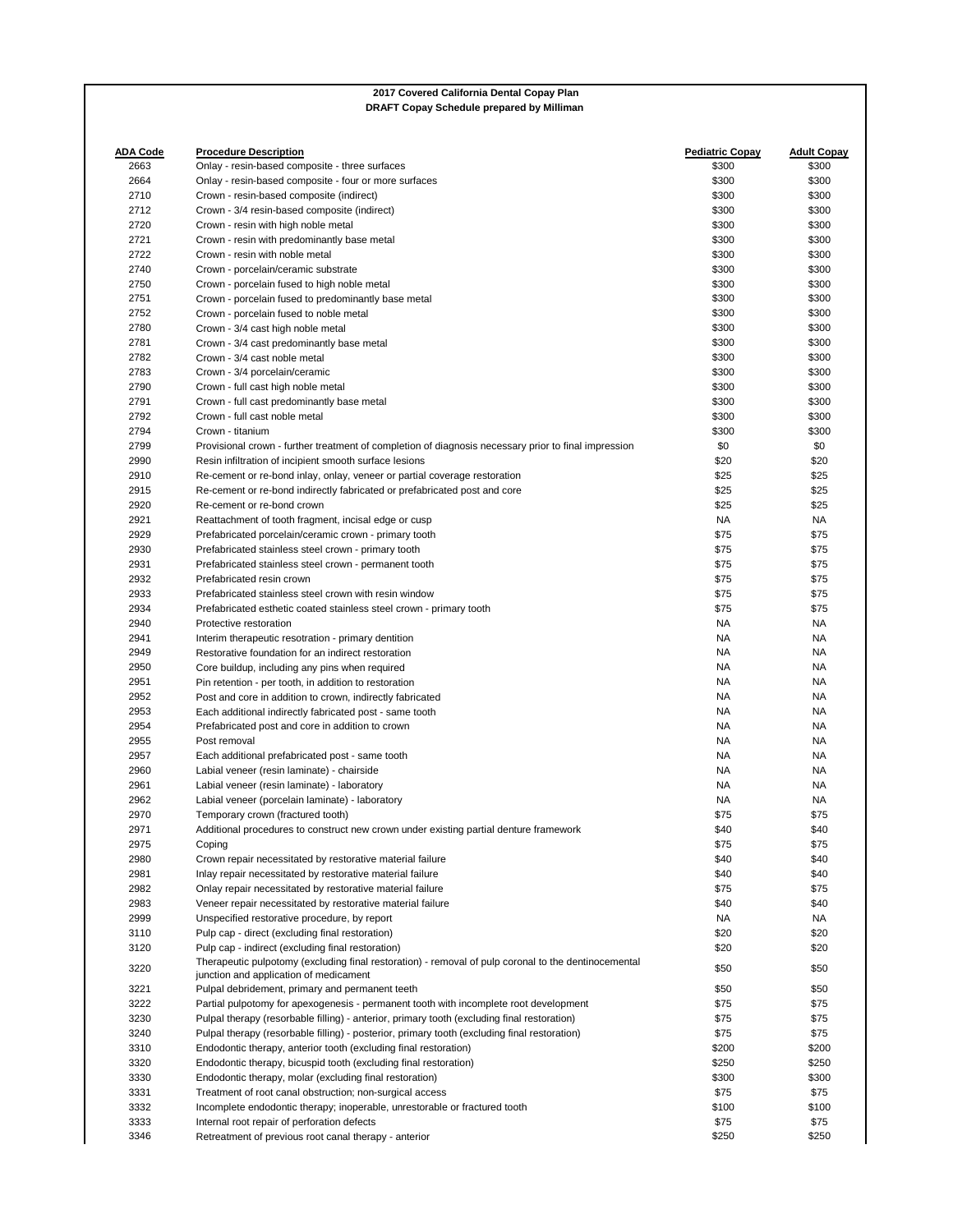**2017 Covered California Dental Copay Plan**
**DRAFT Copay Schedule prepared by Milliman**

| ADA Code | Procedure Description | Pediatric Copay | Adult Copay |
|---|---|---|---|
| 2663 | Onlay - resin-based composite - three surfaces | $300 | $300 |
| 2664 | Onlay - resin-based composite - four or more surfaces | $300 | $300 |
| 2710 | Crown - resin-based composite (indirect) | $300 | $300 |
| 2712 | Crown - 3/4 resin-based composite (indirect) | $300 | $300 |
| 2720 | Crown - resin with high noble metal | $300 | $300 |
| 2721 | Crown - resin with predominantly base metal | $300 | $300 |
| 2722 | Crown - resin with noble metal | $300 | $300 |
| 2740 | Crown - porcelain/ceramic substrate | $300 | $300 |
| 2750 | Crown - porcelain fused to high noble metal | $300 | $300 |
| 2751 | Crown - porcelain fused to predominantly base metal | $300 | $300 |
| 2752 | Crown - porcelain fused to noble metal | $300 | $300 |
| 2780 | Crown - 3/4 cast high noble metal | $300 | $300 |
| 2781 | Crown - 3/4 cast predominantly base metal | $300 | $300 |
| 2782 | Crown - 3/4 cast noble metal | $300 | $300 |
| 2783 | Crown - 3/4 porcelain/ceramic | $300 | $300 |
| 2790 | Crown - full cast high noble metal | $300 | $300 |
| 2791 | Crown - full cast predominantly base metal | $300 | $300 |
| 2792 | Crown - full cast noble metal | $300 | $300 |
| 2794 | Crown - titanium | $300 | $300 |
| 2799 | Provisional crown - further treatment of completion of diagnosis necessary prior to final impression | $0 | $0 |
| 2990 | Resin infiltration of incipient smooth surface lesions | $20 | $20 |
| 2910 | Re-cement or re-bond inlay, onlay, veneer or partial coverage restoration | $25 | $25 |
| 2915 | Re-cement or re-bond indirectly fabricated or prefabricated post and core | $25 | $25 |
| 2920 | Re-cement or re-bond crown | $25 | $25 |
| 2921 | Reattachment of tooth fragment, incisal edge or cusp | NA | NA |
| 2929 | Prefabricated porcelain/ceramic crown - primary tooth | $75 | $75 |
| 2930 | Prefabricated stainless steel crown - primary tooth | $75 | $75 |
| 2931 | Prefabricated stainless steel crown - permanent tooth | $75 | $75 |
| 2932 | Prefabricated resin crown | $75 | $75 |
| 2933 | Prefabricated stainless steel crown with resin window | $75 | $75 |
| 2934 | Prefabricated esthetic coated stainless steel crown - primary tooth | $75 | $75 |
| 2940 | Protective restoration | NA | NA |
| 2941 | Interim therapeutic resotration - primary dentition | NA | NA |
| 2949 | Restorative foundation for an indirect restoration | NA | NA |
| 2950 | Core buildup, including any pins when required | NA | NA |
| 2951 | Pin retention - per tooth, in addition to restoration | NA | NA |
| 2952 | Post and core in addition to crown, indirectly fabricated | NA | NA |
| 2953 | Each additional indirectly fabricated post - same tooth | NA | NA |
| 2954 | Prefabricated post and core in addition to crown | NA | NA |
| 2955 | Post removal | NA | NA |
| 2957 | Each additional prefabricated post - same tooth | NA | NA |
| 2960 | Labial veneer (resin laminate) - chairside | NA | NA |
| 2961 | Labial veneer (resin laminate) - laboratory | NA | NA |
| 2962 | Labial veneer (porcelain laminate) - laboratory | NA | NA |
| 2970 | Temporary crown (fractured tooth) | $75 | $75 |
| 2971 | Additional procedures to construct new crown under existing partial denture framework | $40 | $40 |
| 2975 | Coping | $75 | $75 |
| 2980 | Crown repair necessitated by restorative material failure | $40 | $40 |
| 2981 | Inlay repair necessitated by restorative material failure | $40 | $40 |
| 2982 | Onlay repair necessitated by restorative material failure | $75 | $75 |
| 2983 | Veneer repair necessitated by restorative material failure | $40 | $40 |
| 2999 | Unspecified restorative procedure, by report | NA | NA |
| 3110 | Pulp cap - direct (excluding final restoration) | $20 | $20 |
| 3120 | Pulp cap - indirect (excluding final restoration) | $20 | $20 |
| 3220 | Therapeutic pulpotomy (excluding final restoration) - removal of pulp coronal to the dentinocemental junction and application of medicament | $50 | $50 |
| 3221 | Pulpal debridement, primary and permanent teeth | $50 | $50 |
| 3222 | Partial pulpotomy for apexogenesis - permanent tooth with incomplete root development | $75 | $75 |
| 3230 | Pulpal therapy (resorbable filling) - anterior, primary tooth (excluding final restoration) | $75 | $75 |
| 3240 | Pulpal therapy (resorbable filling) - posterior, primary tooth (excluding final restoration) | $75 | $75 |
| 3310 | Endodontic therapy, anterior tooth (excluding final restoration) | $200 | $200 |
| 3320 | Endodontic therapy, bicuspid tooth (excluding final restoration) | $250 | $250 |
| 3330 | Endodontic therapy, molar (excluding final restoration) | $300 | $300 |
| 3331 | Treatment of root canal obstruction; non-surgical access | $75 | $75 |
| 3332 | Incomplete endodontic therapy; inoperable, unrestorable or fractured tooth | $100 | $100 |
| 3333 | Internal root repair of perforation defects | $75 | $75 |
| 3346 | Retreatment of previous root canal therapy - anterior | $250 | $250 |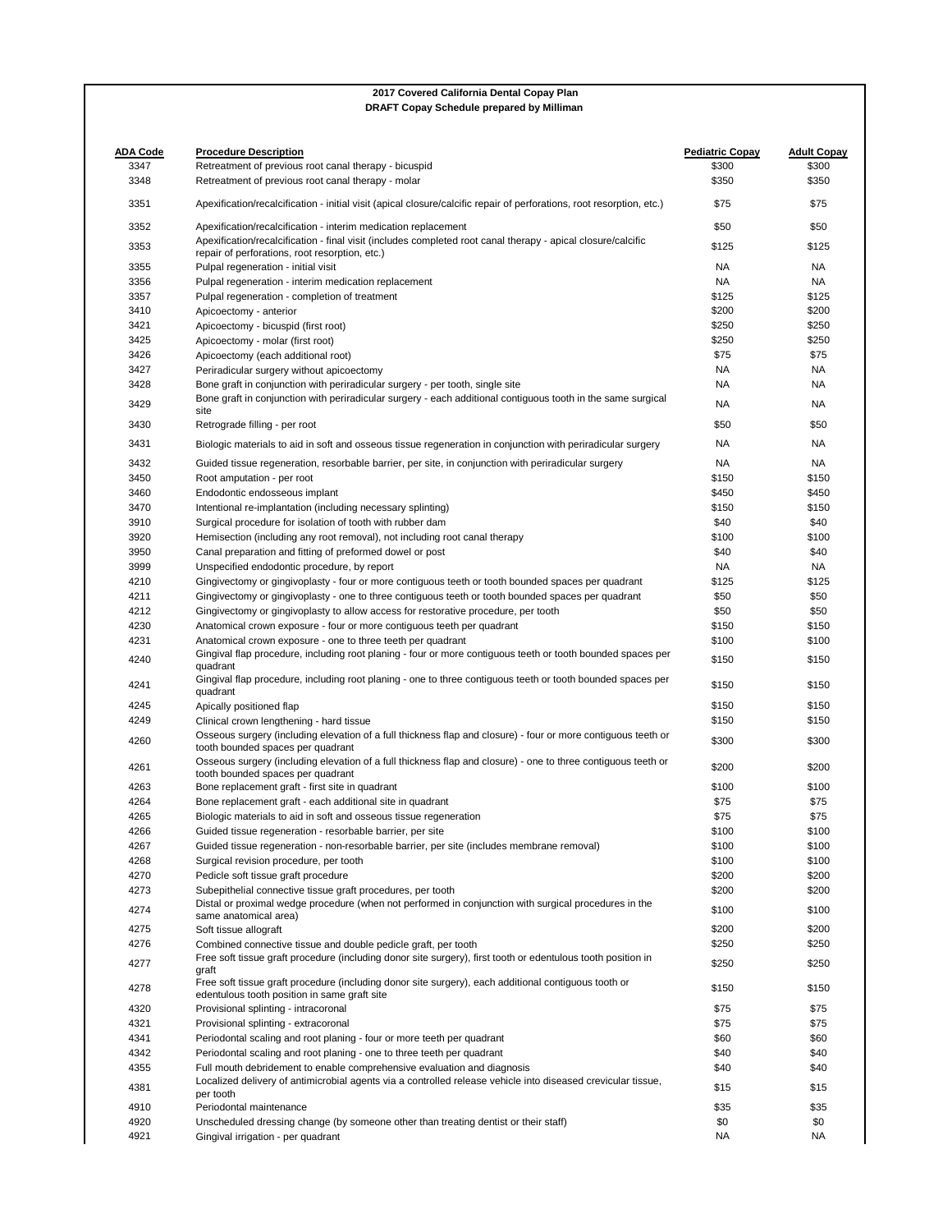**2017 Covered California Dental Copay Plan**
**DRAFT Copay Schedule prepared by Milliman**

| ADA Code | Procedure Description | Pediatric Copay | Adult Copay |
|---|---|---|---|
| 3347 | Retreatment of previous root canal therapy - bicuspid | $300 | $300 |
| 3348 | Retreatment of previous root canal therapy - molar | $350 | $350 |
| 3351 | Apexification/recalcification - initial visit (apical closure/calcific repair of perforations, root resorption, etc.) | $75 | $75 |
| 3352 | Apexification/recalcification - interim medication replacement | $50 | $50 |
| 3353 | Apexification/recalcification - final visit (includes completed root canal therapy - apical closure/calcific repair of perforations, root resorption, etc.) | $125 | $125 |
| 3355 | Pulpal regeneration - initial visit | NA | NA |
| 3356 | Pulpal regeneration - interim medication replacement | NA | NA |
| 3357 | Pulpal regeneration - completion of treatment | $125 | $125 |
| 3410 | Apicoectomy - anterior | $200 | $200 |
| 3421 | Apicoectomy - bicuspid (first root) | $250 | $250 |
| 3425 | Apicoectomy - molar (first root) | $250 | $250 |
| 3426 | Apicoectomy (each additional root) | $75 | $75 |
| 3427 | Periradicular surgery without apicoectomy | NA | NA |
| 3428 | Bone graft in conjunction with periradicular surgery - per tooth, single site | NA | NA |
| 3429 | Bone graft in conjunction with periradicular surgery - each additional contiguous tooth in the same surgical site | NA | NA |
| 3430 | Retrograde filling - per root | $50 | $50 |
| 3431 | Biologic materials to aid in soft and osseous tissue regeneration in conjunction with periradicular surgery | NA | NA |
| 3432 | Guided tissue regeneration, resorbable barrier, per site, in conjunction with periradicular surgery | NA | NA |
| 3450 | Root amputation - per root | $150 | $150 |
| 3460 | Endodontic endosseous implant | $450 | $450 |
| 3470 | Intentional re-implantation (including necessary splinting) | $150 | $150 |
| 3910 | Surgical procedure for isolation of tooth with rubber dam | $40 | $40 |
| 3920 | Hemisection (including any root removal), not including root canal therapy | $100 | $100 |
| 3950 | Canal preparation and fitting of preformed dowel or post | $40 | $40 |
| 3999 | Unspecified endodontic procedure, by report | NA | NA |
| 4210 | Gingivectomy or gingivoplasty - four or more contiguous teeth or tooth bounded spaces per quadrant | $125 | $125 |
| 4211 | Gingivectomy or gingivoplasty - one to three contiguous teeth or tooth bounded spaces per quadrant | $50 | $50 |
| 4212 | Gingivectomy or gingivoplasty to allow access for restorative procedure, per tooth | $50 | $50 |
| 4230 | Anatomical crown exposure - four or more contiguous teeth per quadrant | $150 | $150 |
| 4231 | Anatomical crown exposure - one to three teeth per quadrant | $100 | $100 |
| 4240 | Gingival flap procedure, including root planing - four or more contiguous teeth or tooth bounded spaces per quadrant | $150 | $150 |
| 4241 | Gingival flap procedure, including root planing - one to three contiguous teeth or tooth bounded spaces per quadrant | $150 | $150 |
| 4245 | Apically positioned flap | $150 | $150 |
| 4249 | Clinical crown lengthening - hard tissue | $150 | $150 |
| 4260 | Osseous surgery (including elevation of a full thickness flap and closure) - four or more contiguous teeth or tooth bounded spaces per quadrant | $300 | $300 |
| 4261 | Osseous surgery (including elevation of a full thickness flap and closure) - one to three contiguous teeth or tooth bounded spaces per quadrant | $200 | $200 |
| 4263 | Bone replacement graft - first site in quadrant | $100 | $100 |
| 4264 | Bone replacement graft - each additional site in quadrant | $75 | $75 |
| 4265 | Biologic materials to aid in soft and osseous tissue regeneration | $75 | $75 |
| 4266 | Guided tissue regeneration - resorbable barrier, per site | $100 | $100 |
| 4267 | Guided tissue regeneration - non-resorbable barrier, per site (includes membrane removal) | $100 | $100 |
| 4268 | Surgical revision procedure, per tooth | $100 | $100 |
| 4270 | Pedicle soft tissue graft procedure | $200 | $200 |
| 4273 | Subepithelial connective tissue graft procedures, per tooth | $200 | $200 |
| 4274 | Distal or proximal wedge procedure (when not performed in conjunction with surgical procedures in the same anatomical area) | $100 | $100 |
| 4275 | Soft tissue allograft | $200 | $200 |
| 4276 | Combined connective tissue and double pedicle graft, per tooth | $250 | $250 |
| 4277 | Free soft tissue graft procedure (including donor site surgery), first tooth or edentulous tooth position in graft | $250 | $250 |
| 4278 | Free soft tissue graft procedure (including donor site surgery), each additional contiguous tooth or edentulous tooth position in same graft site | $150 | $150 |
| 4320 | Provisional splinting - intracoronal | $75 | $75 |
| 4321 | Provisional splinting - extracoronal | $75 | $75 |
| 4341 | Periodontal scaling and root planing - four or more teeth per quadrant | $60 | $60 |
| 4342 | Periodontal scaling and root planing - one to three teeth per quadrant | $40 | $40 |
| 4355 | Full mouth debridement to enable comprehensive evaluation and diagnosis | $40 | $40 |
| 4381 | Localized delivery of antimicrobial agents via a controlled release vehicle into diseased crevicular tissue, per tooth | $15 | $15 |
| 4910 | Periodontal maintenance | $35 | $35 |
| 4920 | Unscheduled dressing change (by someone other than treating dentist or their staff) | $0 | $0 |
| 4921 | Gingival irrigation - per quadrant | NA | NA |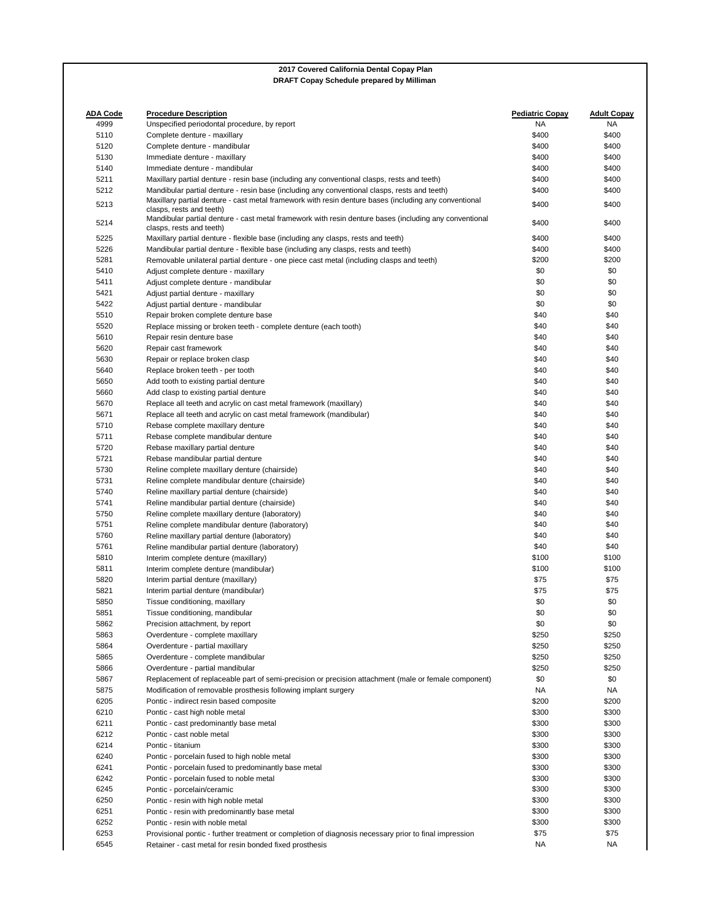**2017 Covered California Dental Copay Plan**
**DRAFT Copay Schedule prepared by Milliman**

| ADA Code | Procedure Description | Pediatric Copay | Adult Copay |
|---|---|---|---|
| 4999 | Unspecified periodontal procedure, by report | NA | NA |
| 5110 | Complete denture - maxillary | $400 | $400 |
| 5120 | Complete denture - mandibular | $400 | $400 |
| 5130 | Immediate denture - maxillary | $400 | $400 |
| 5140 | Immediate denture - mandibular | $400 | $400 |
| 5211 | Maxillary partial denture - resin base (including any conventional clasps, rests and teeth) | $400 | $400 |
| 5212 | Mandibular partial denture - resin base (including any conventional clasps, rests and teeth) | $400 | $400 |
| 5213 | Maxillary partial denture - cast metal framework with resin denture bases (including any conventional clasps, rests and teeth) | $400 | $400 |
| 5214 | Mandibular partial denture - cast metal framework with resin denture bases (including any conventional clasps, rests and teeth) | $400 | $400 |
| 5225 | Maxillary partial denture - flexible base (including any clasps, rests and teeth) | $400 | $400 |
| 5226 | Mandibular partial denture - flexible base (including any clasps, rests and teeth) | $400 | $400 |
| 5281 | Removable unilateral partial denture - one piece cast metal (including clasps and teeth) | $200 | $200 |
| 5410 | Adjust complete denture - maxillary | $0 | $0 |
| 5411 | Adjust complete denture - mandibular | $0 | $0 |
| 5421 | Adjust partial denture - maxillary | $0 | $0 |
| 5422 | Adjust partial denture - mandibular | $0 | $0 |
| 5510 | Repair broken complete denture base | $40 | $40 |
| 5520 | Replace missing or broken teeth - complete denture (each tooth) | $40 | $40 |
| 5610 | Repair resin denture base | $40 | $40 |
| 5620 | Repair cast framework | $40 | $40 |
| 5630 | Repair or replace broken clasp | $40 | $40 |
| 5640 | Replace broken teeth - per tooth | $40 | $40 |
| 5650 | Add tooth to existing partial denture | $40 | $40 |
| 5660 | Add clasp to existing partial denture | $40 | $40 |
| 5670 | Replace all teeth and acrylic on cast metal framework (maxillary) | $40 | $40 |
| 5671 | Replace all teeth and acrylic on cast metal framework (mandibular) | $40 | $40 |
| 5710 | Rebase complete maxillary denture | $40 | $40 |
| 5711 | Rebase complete mandibular denture | $40 | $40 |
| 5720 | Rebase maxillary partial denture | $40 | $40 |
| 5721 | Rebase mandibular partial denture | $40 | $40 |
| 5730 | Reline complete maxillary denture (chairside) | $40 | $40 |
| 5731 | Reline complete mandibular denture (chairside) | $40 | $40 |
| 5740 | Reline maxillary partial denture (chairside) | $40 | $40 |
| 5741 | Reline mandibular partial denture (chairside) | $40 | $40 |
| 5750 | Reline complete maxillary denture (laboratory) | $40 | $40 |
| 5751 | Reline complete mandibular denture (laboratory) | $40 | $40 |
| 5760 | Reline maxillary partial denture (laboratory) | $40 | $40 |
| 5761 | Reline mandibular partial denture (laboratory) | $40 | $40 |
| 5810 | Interim complete denture (maxillary) | $100 | $100 |
| 5811 | Interim complete denture (mandibular) | $100 | $100 |
| 5820 | Interim partial denture (maxillary) | $75 | $75 |
| 5821 | Interim partial denture (mandibular) | $75 | $75 |
| 5850 | Tissue conditioning, maxillary | $0 | $0 |
| 5851 | Tissue conditioning, mandibular | $0 | $0 |
| 5862 | Precision attachment, by report | $0 | $0 |
| 5863 | Overdenture - complete maxillary | $250 | $250 |
| 5864 | Overdenture - partial maxillary | $250 | $250 |
| 5865 | Overdenture - complete mandibular | $250 | $250 |
| 5866 | Overdenture - partial mandibular | $250 | $250 |
| 5867 | Replacement of replaceable part of semi-precision or precision attachment (male or female component) | $0 | $0 |
| 5875 | Modification of removable prosthesis following implant surgery | NA | NA |
| 6205 | Pontic - indirect resin based composite | $200 | $200 |
| 6210 | Pontic - cast high noble metal | $300 | $300 |
| 6211 | Pontic - cast predominantly base metal | $300 | $300 |
| 6212 | Pontic - cast noble metal | $300 | $300 |
| 6214 | Pontic - titanium | $300 | $300 |
| 6240 | Pontic - porcelain fused to high noble metal | $300 | $300 |
| 6241 | Pontic - porcelain fused to predominantly base metal | $300 | $300 |
| 6242 | Pontic - porcelain fused to noble metal | $300 | $300 |
| 6245 | Pontic - porcelain/ceramic | $300 | $300 |
| 6250 | Pontic - resin with high noble metal | $300 | $300 |
| 6251 | Pontic - resin with predominantly base metal | $300 | $300 |
| 6252 | Pontic - resin with noble metal | $300 | $300 |
| 6253 | Provisional pontic - further treatment or completion of diagnosis necessary prior to final impression | $75 | $75 |
| 6545 | Retainer - cast metal for resin bonded fixed prosthesis | NA | NA |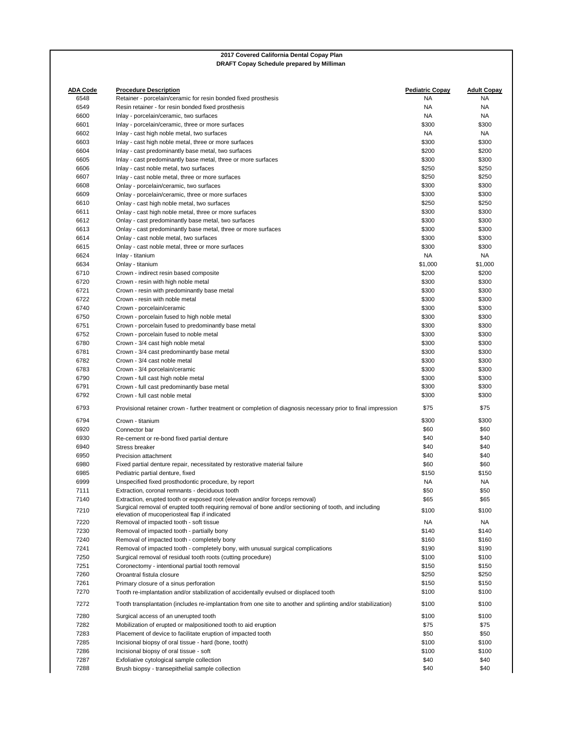**2017 Covered California Dental Copay Plan**
**DRAFT Copay Schedule prepared by Milliman**

| ADA Code | Procedure Description | Pediatric Copay | Adult Copay |
|---|---|---|---|
| 6548 | Retainer - porcelain/ceramic for resin bonded fixed prosthesis | NA | NA |
| 6549 | Resin retainer - for resin bonded fixed prosthesis | NA | NA |
| 6600 | Inlay - porcelain/ceramic, two surfaces | NA | NA |
| 6601 | Inlay - porcelain/ceramic, three or more surfaces | $300 | $300 |
| 6602 | Inlay - cast high noble metal, two surfaces | NA | NA |
| 6603 | Inlay - cast high noble metal, three or more surfaces | $300 | $300 |
| 6604 | Inlay - cast predominantly base metal, two surfaces | $200 | $200 |
| 6605 | Inlay - cast predominantly base metal, three or more surfaces | $300 | $300 |
| 6606 | Inlay - cast noble metal, two surfaces | $250 | $250 |
| 6607 | Inlay - cast noble metal, three or more surfaces | $250 | $250 |
| 6608 | Onlay - porcelain/ceramic, two surfaces | $300 | $300 |
| 6609 | Onlay - porcelain/ceramic, three or more surfaces | $300 | $300 |
| 6610 | Onlay - cast high noble metal, two surfaces | $250 | $250 |
| 6611 | Onlay - cast high noble metal, three or more surfaces | $300 | $300 |
| 6612 | Onlay - cast predominantly base metal, two surfaces | $300 | $300 |
| 6613 | Onlay - cast predominantly base metal, three or more surfaces | $300 | $300 |
| 6614 | Onlay - cast noble metal, two surfaces | $300 | $300 |
| 6615 | Onlay - cast noble metal, three or more surfaces | $300 | $300 |
| 6624 | Inlay - titanium | NA | NA |
| 6634 | Onlay - titanium | $1,000 | $1,000 |
| 6710 | Crown - indirect resin based composite | $200 | $200 |
| 6720 | Crown - resin with high noble metal | $300 | $300 |
| 6721 | Crown - resin with predominantly base metal | $300 | $300 |
| 6722 | Crown - resin with noble metal | $300 | $300 |
| 6740 | Crown - porcelain/ceramic | $300 | $300 |
| 6750 | Crown - porcelain fused to high noble metal | $300 | $300 |
| 6751 | Crown - porcelain fused to predominantly base metal | $300 | $300 |
| 6752 | Crown - porcelain fused to noble metal | $300 | $300 |
| 6780 | Crown - 3/4 cast high noble metal | $300 | $300 |
| 6781 | Crown - 3/4 cast predominantly base metal | $300 | $300 |
| 6782 | Crown - 3/4 cast noble metal | $300 | $300 |
| 6783 | Crown - 3/4 porcelain/ceramic | $300 | $300 |
| 6790 | Crown - full cast high noble metal | $300 | $300 |
| 6791 | Crown - full cast predominantly base metal | $300 | $300 |
| 6792 | Crown - full cast noble metal | $300 | $300 |
| 6793 | Provisional retainer crown - further treatment or completion of diagnosis necessary prior to final impression | $75 | $75 |
| 6794 | Crown - titanium | $300 | $300 |
| 6920 | Connector bar | $60 | $60 |
| 6930 | Re-cement or re-bond fixed partial denture | $40 | $40 |
| 6940 | Stress breaker | $40 | $40 |
| 6950 | Precision attachment | $40 | $40 |
| 6980 | Fixed partial denture repair, necessitated by restorative material failure | $60 | $60 |
| 6985 | Pediatric partial denture, fixed | $150 | $150 |
| 6999 | Unspecified fixed prosthodontic procedure, by report | NA | NA |
| 7111 | Extraction, coronal remnants - deciduous tooth | $50 | $50 |
| 7140 | Extraction, erupted tooth or exposed root (elevation and/or forceps removal) | $65 | $65 |
| 7210 | Surgical removal of erupted tooth requiring removal of bone and/or sectioning of tooth, and including elevation of mucoperiosteal flap if indicated | $100 | $100 |
| 7220 | Removal of impacted tooth - soft tissue | NA | NA |
| 7230 | Removal of impacted tooth - partially bony | $140 | $140 |
| 7240 | Removal of impacted tooth - completely bony | $160 | $160 |
| 7241 | Removal of impacted tooth - completely bony, with unusual surgical complications | $190 | $190 |
| 7250 | Surgical removal of residual tooth roots (cutting procedure) | $100 | $100 |
| 7251 | Coronectomy - intentional partial tooth removal | $150 | $150 |
| 7260 | Oroantral fistula closure | $250 | $250 |
| 7261 | Primary closure of a sinus perforation | $150 | $150 |
| 7270 | Tooth re-implantation and/or stabilization of accidentally evulsed or displaced tooth | $100 | $100 |
| 7272 | Tooth transplantation (includes re-implantation from one site to another and splinting and/or stabilization) | $100 | $100 |
| 7280 | Surgical access of an unerupted tooth | $100 | $100 |
| 7282 | Mobilization of erupted or malpositioned tooth to aid eruption | $75 | $75 |
| 7283 | Placement of device to facilitate eruption of impacted tooth | $50 | $50 |
| 7285 | Incisional biopsy of oral tissue - hard (bone, tooth) | $100 | $100 |
| 7286 | Incisional biopsy of oral tissue - soft | $100 | $100 |
| 7287 | Exfoliative cytological sample collection | $40 | $40 |
| 7288 | Brush biopsy - transepithelial sample collection | $40 | $40 |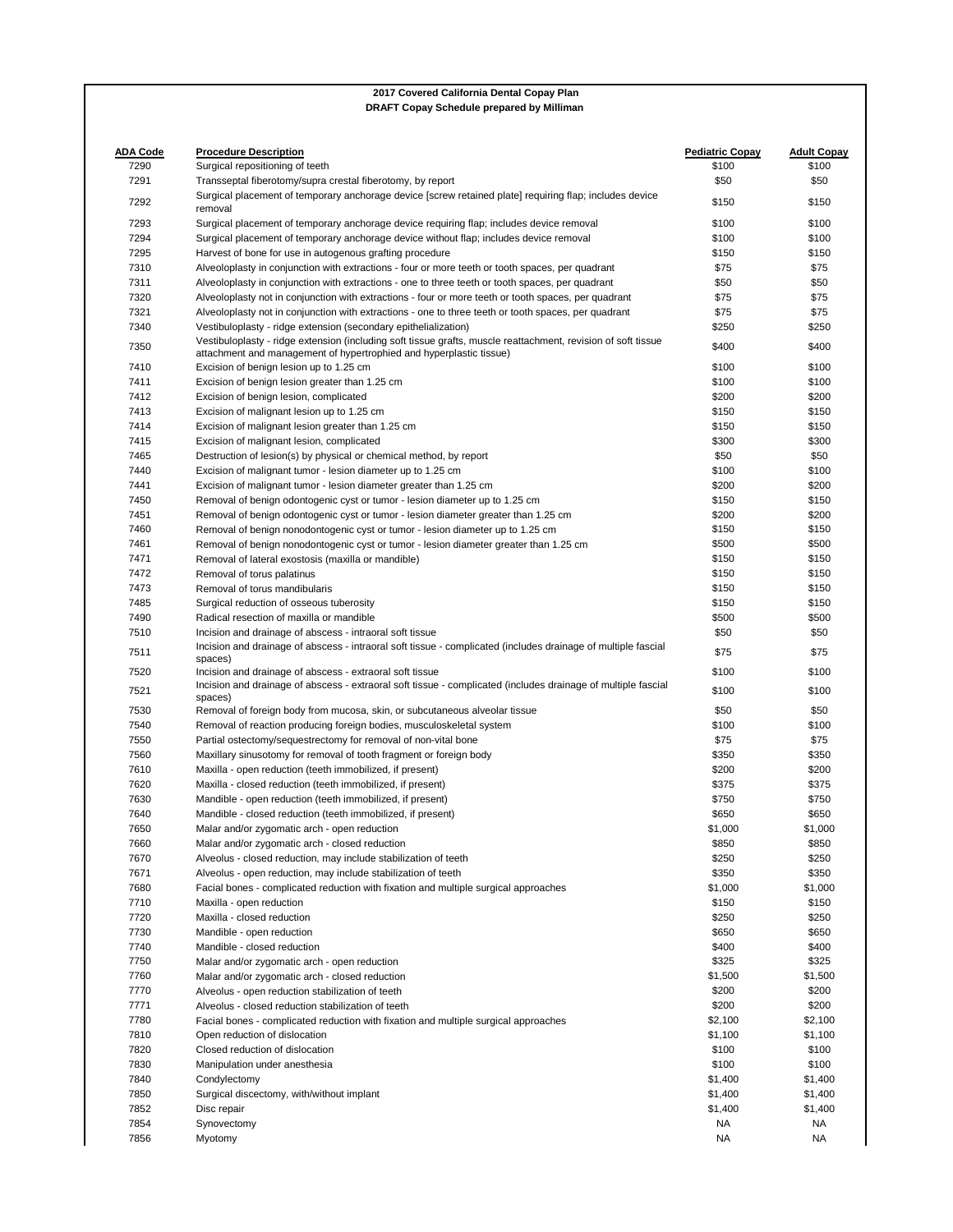**2017 Covered California Dental Copay Plan**
**DRAFT Copay Schedule prepared by Milliman**

| ADA Code | Procedure Description | Pediatric Copay | Adult Copay |
|---|---|---|---|
| 7290 | Surgical repositioning of teeth | $100 | $100 |
| 7291 | Transseptal fiberotomy/supra crestal fiberotomy, by report | $50 | $50 |
| 7292 | Surgical placement of temporary anchorage device [screw retained plate] requiring flap; includes device removal | $150 | $150 |
| 7293 | Surgical placement of temporary anchorage device requiring flap; includes device removal | $100 | $100 |
| 7294 | Surgical placement of temporary anchorage device without flap; includes device removal | $100 | $100 |
| 7295 | Harvest of bone for use in autogenous grafting procedure | $150 | $150 |
| 7310 | Alveoloplasty in conjunction with extractions - four or more teeth or tooth spaces, per quadrant | $75 | $75 |
| 7311 | Alveoloplasty in conjunction with extractions - one to three teeth or tooth spaces, per quadrant | $50 | $50 |
| 7320 | Alveoloplasty not in conjunction with extractions - four or more teeth or tooth spaces, per quadrant | $75 | $75 |
| 7321 | Alveoloplasty not in conjunction with extractions - one to three teeth or tooth spaces, per quadrant | $75 | $75 |
| 7340 | Vestibuloplasty - ridge extension (secondary epithelialization) | $250 | $250 |
| 7350 | Vestibuloplasty - ridge extension (including soft tissue grafts, muscle reattachment, revision of soft tissue attachment and management of hypertrophied and hyperplastic tissue) | $400 | $400 |
| 7410 | Excision of benign lesion up to 1.25 cm | $100 | $100 |
| 7411 | Excision of benign lesion greater than 1.25 cm | $100 | $100 |
| 7412 | Excision of benign lesion, complicated | $200 | $200 |
| 7413 | Excision of malignant lesion up to 1.25 cm | $150 | $150 |
| 7414 | Excision of malignant lesion greater than 1.25 cm | $150 | $150 |
| 7415 | Excision of malignant lesion, complicated | $300 | $300 |
| 7465 | Destruction of lesion(s) by physical or chemical method, by report | $50 | $50 |
| 7440 | Excision of malignant tumor - lesion diameter up to 1.25 cm | $100 | $100 |
| 7441 | Excision of malignant tumor - lesion diameter greater than 1.25 cm | $200 | $200 |
| 7450 | Removal of benign odontogenic cyst or tumor - lesion diameter up to 1.25 cm | $150 | $150 |
| 7451 | Removal of benign odontogenic cyst or tumor - lesion diameter greater than 1.25 cm | $200 | $200 |
| 7460 | Removal of benign nonodontogenic cyst or tumor - lesion diameter up to 1.25 cm | $150 | $150 |
| 7461 | Removal of benign nonodontogenic cyst or tumor - lesion diameter greater than 1.25 cm | $500 | $500 |
| 7471 | Removal of lateral exostosis (maxilla or mandible) | $150 | $150 |
| 7472 | Removal of torus palatinus | $150 | $150 |
| 7473 | Removal of torus mandibularis | $150 | $150 |
| 7485 | Surgical reduction of osseous tuberosity | $150 | $150 |
| 7490 | Radical resection of maxilla or mandible | $500 | $500 |
| 7510 | Incision and drainage of abscess - intraoral soft tissue | $50 | $50 |
| 7511 | Incision and drainage of abscess - intraoral soft tissue - complicated (includes drainage of multiple fascial spaces) | $75 | $75 |
| 7520 | Incision and drainage of abscess - extraoral soft tissue | $100 | $100 |
| 7521 | Incision and drainage of abscess - extraoral soft tissue - complicated (includes drainage of multiple fascial spaces) | $100 | $100 |
| 7530 | Removal of foreign body from mucosa, skin, or subcutaneous alveolar tissue | $50 | $50 |
| 7540 | Removal of reaction producing foreign bodies, musculoskeletal system | $100 | $100 |
| 7550 | Partial ostectomy/sequestrectomy for removal of non-vital bone | $75 | $75 |
| 7560 | Maxillary sinusotomy for removal of tooth fragment or foreign body | $350 | $350 |
| 7610 | Maxilla - open reduction (teeth immobilized, if present) | $200 | $200 |
| 7620 | Maxilla - closed reduction (teeth immobilized, if present) | $375 | $375 |
| 7630 | Mandible - open reduction (teeth immobilized, if present) | $750 | $750 |
| 7640 | Mandible - closed reduction (teeth immobilized, if present) | $650 | $650 |
| 7650 | Malar and/or zygomatic arch - open reduction | $1,000 | $1,000 |
| 7660 | Malar and/or zygomatic arch - closed reduction | $850 | $850 |
| 7670 | Alveolus - closed reduction, may include stabilization of teeth | $250 | $250 |
| 7671 | Alveolus - open reduction, may include stabilization of teeth | $350 | $350 |
| 7680 | Facial bones - complicated reduction with fixation and multiple surgical approaches | $1,000 | $1,000 |
| 7710 | Maxilla - open reduction | $150 | $150 |
| 7720 | Maxilla - closed reduction | $250 | $250 |
| 7730 | Mandible - open reduction | $650 | $650 |
| 7740 | Mandible - closed reduction | $400 | $400 |
| 7750 | Malar and/or zygomatic arch - open reduction | $325 | $325 |
| 7760 | Malar and/or zygomatic arch - closed reduction | $1,500 | $1,500 |
| 7770 | Alveolus - open reduction stabilization of teeth | $200 | $200 |
| 7771 | Alveolus - closed reduction stabilization of teeth | $200 | $200 |
| 7780 | Facial bones - complicated reduction with fixation and multiple surgical approaches | $2,100 | $2,100 |
| 7810 | Open reduction of dislocation | $1,100 | $1,100 |
| 7820 | Closed reduction of dislocation | $100 | $100 |
| 7830 | Manipulation under anesthesia | $100 | $100 |
| 7840 | Condylectomy | $1,400 | $1,400 |
| 7850 | Surgical discectomy, with/without implant | $1,400 | $1,400 |
| 7852 | Disc repair | $1,400 | $1,400 |
| 7854 | Synovectomy | NA | NA |
| 7856 | Myotomy | NA | NA |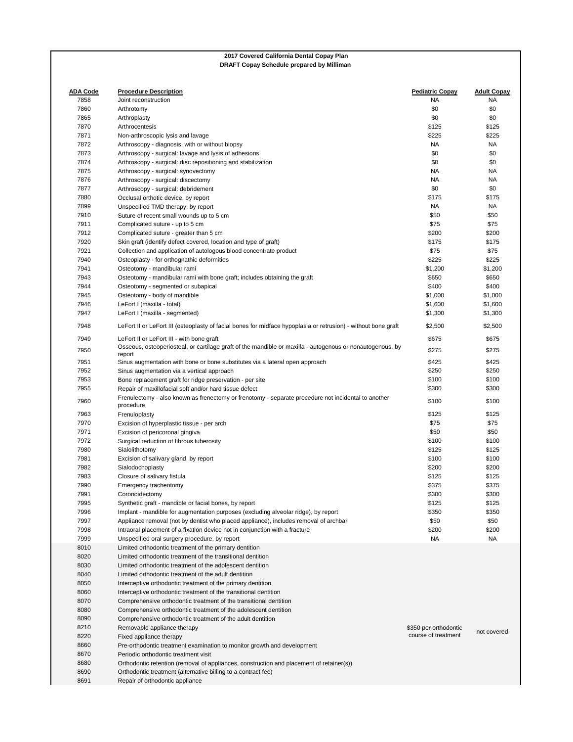**2017 Covered California Dental Copay Plan**
**DRAFT Copay Schedule prepared by Milliman**

| ADA Code | Procedure Description | Pediatric Copay | Adult Copay |
|---|---|---|---|
| 7858 | Joint reconstruction | NA | NA |
| 7860 | Arthrotomy | $0 | $0 |
| 7865 | Arthroplasty | $0 | $0 |
| 7870 | Arthrocentesis | $125 | $125 |
| 7871 | Non-arthroscopic lysis and lavage | $225 | $225 |
| 7872 | Arthroscopy - diagnosis, with or without biopsy | NA | NA |
| 7873 | Arthroscopy - surgical: lavage and lysis of adhesions | $0 | $0 |
| 7874 | Arthroscopy - surgical: disc repositioning and stabilization | $0 | $0 |
| 7875 | Arthroscopy - surgical: synovectomy | NA | NA |
| 7876 | Arthroscopy - surgical: discectomy | NA | NA |
| 7877 | Arthroscopy - surgical: debridement | $0 | $0 |
| 7880 | Occlusal orthotic device, by report | $175 | $175 |
| 7899 | Unspecified TMD therapy, by report | NA | NA |
| 7910 | Suture of recent small wounds up to 5 cm | $50 | $50 |
| 7911 | Complicated suture - up to 5 cm | $75 | $75 |
| 7912 | Complicated suture - greater than 5 cm | $200 | $200 |
| 7920 | Skin graft (identify defect covered, location and type of graft) | $175 | $175 |
| 7921 | Collection and application of autologous blood concentrate product | $75 | $75 |
| 7940 | Osteoplasty - for orthognathic deformities | $225 | $225 |
| 7941 | Osteotomy - mandibular rami | $1,200 | $1,200 |
| 7943 | Osteotomy - mandibular rami with bone graft; includes obtaining the graft | $650 | $650 |
| 7944 | Osteotomy - segmented or subapical | $400 | $400 |
| 7945 | Osteotomy - body of mandible | $1,000 | $1,000 |
| 7946 | LeFort I (maxilla - total) | $1,600 | $1,600 |
| 7947 | LeFort I (maxilla - segmented) | $1,300 | $1,300 |
| 7948 | LeFort II or LeFort III (osteoplasty of facial bones for midface hypoplasia or retrusion) - without bone graft | $2,500 | $2,500 |
| 7949 | LeFort II or LeFort III - with bone graft | $675 | $675 |
| 7950 | Osseous, osteoperiosteal, or cartilage graft of the mandible or maxilla - autogenous or nonautogenous, by report | $275 | $275 |
| 7951 | Sinus augmentation with bone or bone substitutes via a lateral open approach | $425 | $425 |
| 7952 | Sinus augmentation via a vertical approach | $250 | $250 |
| 7953 | Bone replacement graft for ridge preservation - per site | $100 | $100 |
| 7955 | Repair of maxillofacial soft and/or hard tissue defect | $300 | $300 |
| 7960 | Frenulectomy - also known as frenectomy or frenotomy - separate procedure not incidental to another procedure | $100 | $100 |
| 7963 | Frenuloplasty | $125 | $125 |
| 7970 | Excision of hyperplastic tissue - per arch | $75 | $75 |
| 7971 | Excision of pericoronal gingiva | $50 | $50 |
| 7972 | Surgical reduction of fibrous tuberosity | $100 | $100 |
| 7980 | Sialolithotomy | $125 | $125 |
| 7981 | Excision of salivary gland, by report | $100 | $100 |
| 7982 | Sialodochoplasty | $200 | $200 |
| 7983 | Closure of salivary fistula | $125 | $125 |
| 7990 | Emergency tracheotomy | $375 | $375 |
| 7991 | Coronoidectomy | $300 | $300 |
| 7995 | Synthetic graft - mandible or facial bones, by report | $125 | $125 |
| 7996 | Implant - mandible for augmentation purposes (excluding alveolar ridge), by report | $350 | $350 |
| 7997 | Appliance removal (not by dentist who placed appliance), includes removal of archbar | $50 | $50 |
| 7998 | Intraoral placement of a fixation device not in conjunction with a fracture | $200 | $200 |
| 7999 | Unspecified oral surgery procedure, by report | NA | NA |
| 8010 | Limited orthodontic treatment of the primary dentition | $350 per orthodontic course of treatment | not covered |
| 8020 | Limited orthodontic treatment of the transitional dentition | | |
| 8030 | Limited orthodontic treatment of the adolescent dentition | | |
| 8040 | Limited orthodontic treatment of the adult dentition | | |
| 8050 | Interceptive orthodontic treatment of the primary dentition | | |
| 8060 | Interceptive orthodontic treatment of the transitional dentition | | |
| 8070 | Comprehensive orthodontic treatment of the transitional dentition | | |
| 8080 | Comprehensive orthodontic treatment of the adolescent dentition | | |
| 8090 | Comprehensive orthodontic treatment of the adult dentition | | |
| 8210 | Removable appliance therapy | | |
| 8220 | Fixed appliance therapy | | |
| 8660 | Pre-orthodontic treatment examination to monitor growth and development | | |
| 8670 | Periodic orthodontic treatment visit | | |
| 8680 | Orthodontic retention (removal of appliances, construction and placement of retainer(s)) | | |
| 8690 | Orthodontic treatment (alternative billing to a contract fee) | | |
| 8691 | Repair of orthodontic appliance | | |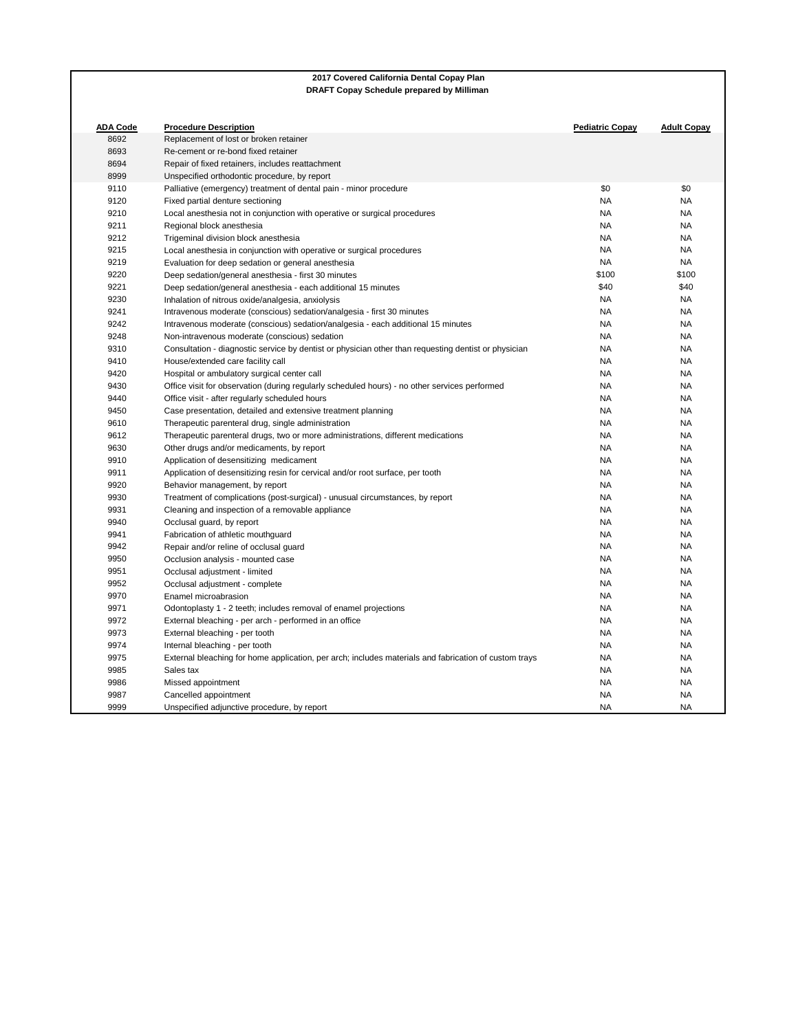**2017 Covered California Dental Copay Plan**

**DRAFT Copay Schedule prepared by Milliman**

| ADA Code | Procedure Description | Pediatric Copay | Adult Copay |
|---|---|---|---|
| 8692 | Replacement of lost or broken retainer | | |
| 8693 | Re-cement or re-bond fixed retainer | | |
| 8694 | Repair of fixed retainers, includes reattachment | | |
| 8999 | Unspecified orthodontic procedure, by report | | |
| 9110 | Palliative (emergency) treatment of dental pain - minor procedure | $0 | $0 |
| 9120 | Fixed partial denture sectioning | NA | NA |
| 9210 | Local anesthesia not in conjunction with operative or surgical procedures | NA | NA |
| 9211 | Regional block anesthesia | NA | NA |
| 9212 | Trigeminal division block anesthesia | NA | NA |
| 9215 | Local anesthesia in conjunction with operative or surgical procedures | NA | NA |
| 9219 | Evaluation for deep sedation or general anesthesia | NA | NA |
| 9220 | Deep sedation/general anesthesia - first 30 minutes | $100 | $100 |
| 9221 | Deep sedation/general anesthesia - each additional 15 minutes | $40 | $40 |
| 9230 | Inhalation of nitrous oxide/analgesia, anxiolysis | NA | NA |
| 9241 | Intravenous moderate (conscious) sedation/analgesia - first 30 minutes | NA | NA |
| 9242 | Intravenous moderate (conscious) sedation/analgesia - each additional 15 minutes | NA | NA |
| 9248 | Non-intravenous moderate (conscious) sedation | NA | NA |
| 9310 | Consultation - diagnostic service by dentist or physician other than requesting dentist or physician | NA | NA |
| 9410 | House/extended care facility call | NA | NA |
| 9420 | Hospital or ambulatory surgical center call | NA | NA |
| 9430 | Office visit for observation (during regularly scheduled hours) - no other services performed | NA | NA |
| 9440 | Office visit - after regularly scheduled hours | NA | NA |
| 9450 | Case presentation, detailed and extensive treatment planning | NA | NA |
| 9610 | Therapeutic parenteral drug, single administration | NA | NA |
| 9612 | Therapeutic parenteral drugs, two or more administrations, different medications | NA | NA |
| 9630 | Other drugs and/or medicaments, by report | NA | NA |
| 9910 | Application of desensitizing medicament | NA | NA |
| 9911 | Application of desensitizing resin for cervical and/or root surface, per tooth | NA | NA |
| 9920 | Behavior management, by report | NA | NA |
| 9930 | Treatment of complications (post-surgical) - unusual circumstances, by report | NA | NA |
| 9931 | Cleaning and inspection of a removable appliance | NA | NA |
| 9940 | Occlusal guard, by report | NA | NA |
| 9941 | Fabrication of athletic mouthguard | NA | NA |
| 9942 | Repair and/or reline of occlusal guard | NA | NA |
| 9950 | Occlusion analysis - mounted case | NA | NA |
| 9951 | Occlusal adjustment - limited | NA | NA |
| 9952 | Occlusal adjustment - complete | NA | NA |
| 9970 | Enamel microabrasion | NA | NA |
| 9971 | Odontoplasty 1 - 2 teeth; includes removal of enamel projections | NA | NA |
| 9972 | External bleaching - per arch - performed in an office | NA | NA |
| 9973 | External bleaching - per tooth | NA | NA |
| 9974 | Internal bleaching - per tooth | NA | NA |
| 9975 | External bleaching for home application, per arch; includes materials and fabrication of custom trays | NA | NA |
| 9985 | Sales tax | NA | NA |
| 9986 | Missed appointment | NA | NA |
| 9987 | Cancelled appointment | NA | NA |
| 9999 | Unspecified adjunctive procedure, by report | NA | NA |